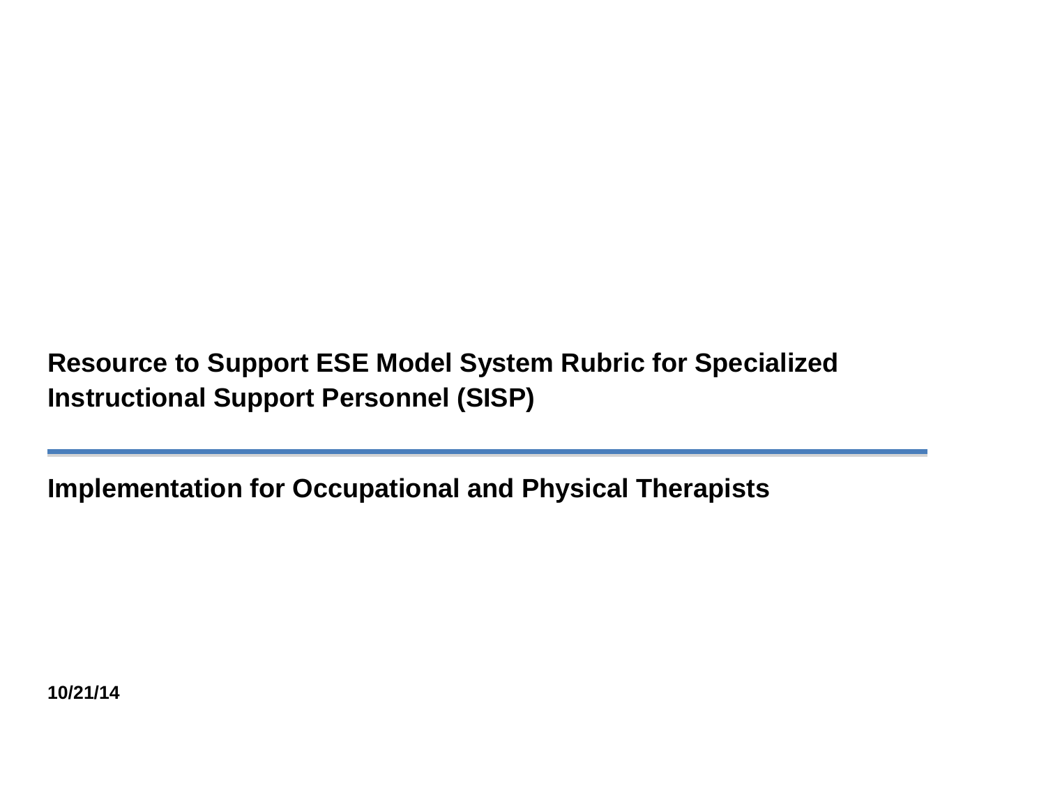# Resource to Support ESE Model System Rubric for Specialized Instructional Support Personnel (SISP)

## Implementation for Occupational and Physical Therapists

**10/21/14**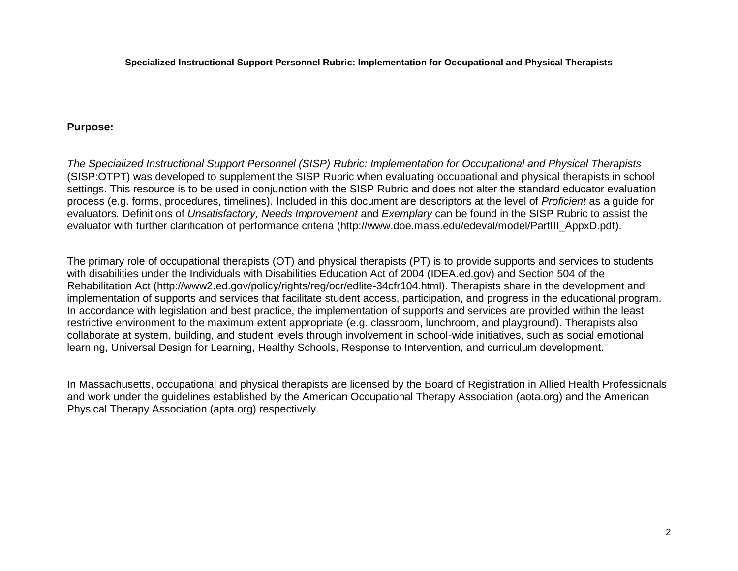**Specialized Instructional Support Personnel Rubric: Implementation for Occupational and Physical Therapists**

**Purpose:**

*The Specialized Instructional Support Personnel (SISP) Rubric: Implementation for Occupational and Physical Therapists* (SISP:OTPT) was developed to supplement the SISP Rubric when evaluating occupational and physical therapists in school settings. This resource is to be used in conjunction with the SISP Rubric and does not alter the standard educator evaluation process (e.g. forms, procedures, timelines). Included in this document are descriptors at the level of *Proficient* as a guide for evaluators*.* Definitions of *Unsatisfactory, Needs Improvement* and *Exemplary* can be found in the SISP Rubric to assist the evaluator with further clarification of performance criteria (http://www.doe.mass.edu/edeval/model/PartIII_AppxD.pdf).

The primary role of occupational therapists (OT) and physical therapists (PT) is to provide supports and services to students with disabilities under the Individuals with Disabilities Education Act of 2004 (IDEA.ed.gov) and Section 504 of the Rehabilitation Act (http://www2.ed.gov/policy/rights/reg/ocr/edlite-34cfr104.html). Therapists share in the development and implementation of supports and services that facilitate student access, participation, and progress in the educational program. In accordance with legislation and best practice, the implementation of supports and services are provided within the least restrictive environment to the maximum extent appropriate (e.g. classroom, lunchroom, and playground). Therapists also collaborate at system, building, and student levels through involvement in school-wide initiatives, such as social emotional learning, Universal Design for Learning, Healthy Schools, Response to Intervention, and curriculum development.

In Massachusetts, occupational and physical therapists are licensed by the Board of Registration in Allied Health Professionals and work under the guidelines established by the American Occupational Therapy Association (aota.org) and the American Physical Therapy Association (apta.org) respectively.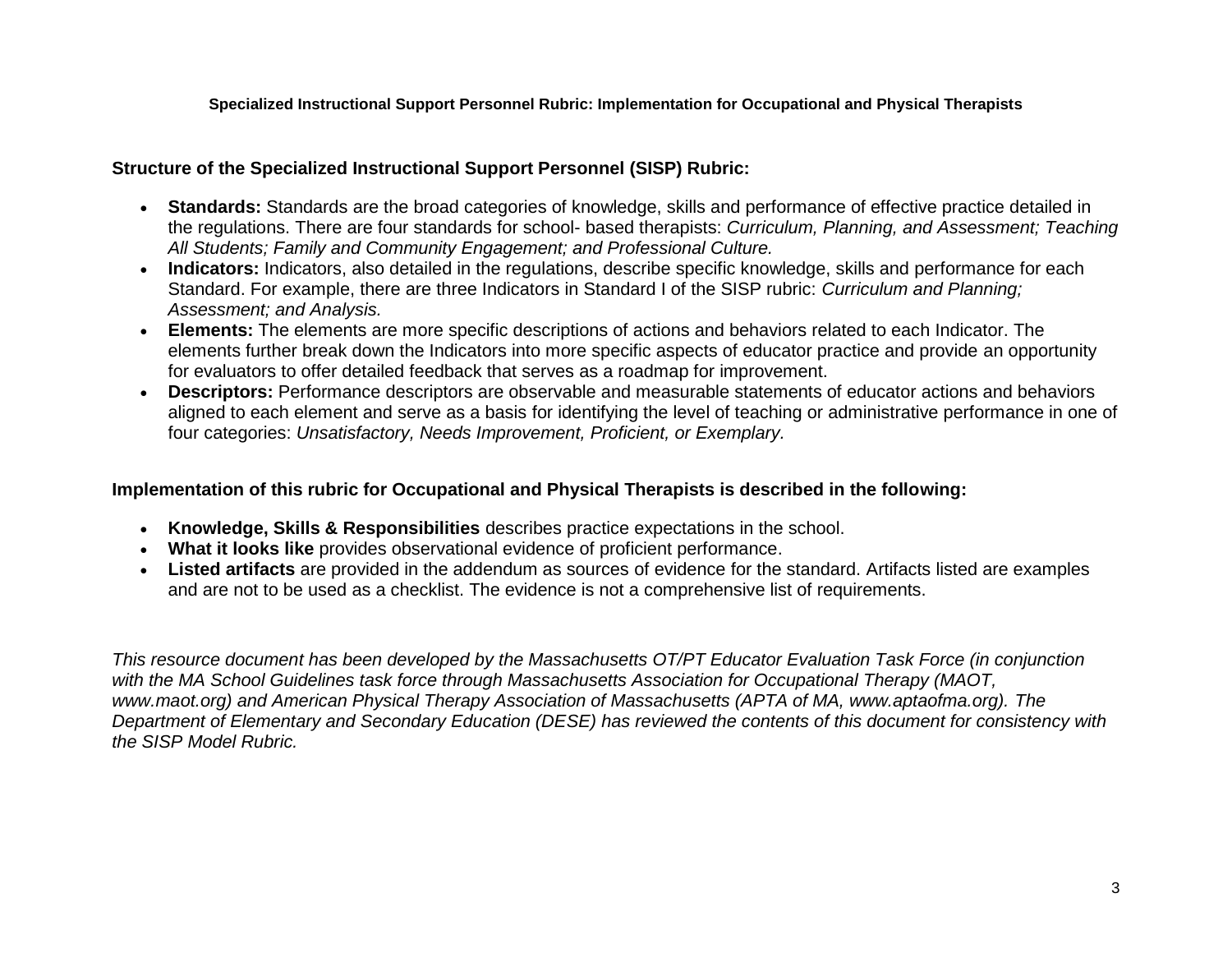**Specialized Instructional Support Personnel Rubric: Implementation for Occupational and Physical Therapists**

## Structure of the Specialized Instructional Support Personnel (SISP) Rubric:

- **Standards:** Standards are the broad categories of knowledge, skills and performance of effective practice detailed in the regulations. There are four standards for school- based therapists: *Curriculum, Planning, and Assessment; Teaching All Students; Family and Community Engagement; and Professional Culture.*
- **Indicators:** Indicators, also detailed in the regulations, describe specific knowledge, skills and performance for each Standard. For example, there are three Indicators in Standard I of the SISP rubric: *Curriculum and Planning; Assessment; and Analysis.*
- **Elements:** The elements are more specific descriptions of actions and behaviors related to each Indicator. The elements further break down the Indicators into more specific aspects of educator practice and provide an opportunity for evaluators to offer detailed feedback that serves as a roadmap for improvement.
- **Descriptors:** Performance descriptors are observable and measurable statements of educator actions and behaviors aligned to each element and serve as a basis for identifying the level of teaching or administrative performance in one of four categories: *Unsatisfactory, Needs Improvement, Proficient, or Exemplary.*

## Implementation of this rubric for Occupational and Physical Therapists is described in the following:

- **Knowledge, Skills & Responsibilities** describes practice expectations in the school.
- **What it looks like** provides observational evidence of proficient performance.
- **Listed artifacts** are provided in the addendum as sources of evidence for the standard. Artifacts listed are examples and are not to be used as a checklist. The evidence is not a comprehensive list of requirements.

*This resource document has been developed by the Massachusetts OT/PT Educator Evaluation Task Force (in conjunction with the MA School Guidelines task force through Massachusetts Association for Occupational Therapy (MAOT, www.maot.org) and American Physical Therapy Association of Massachusetts (APTA of MA, www.aptaofma.org). The Department of Elementary and Secondary Education (DESE) has reviewed the contents of this document for consistency with the SISP Model Rubric.*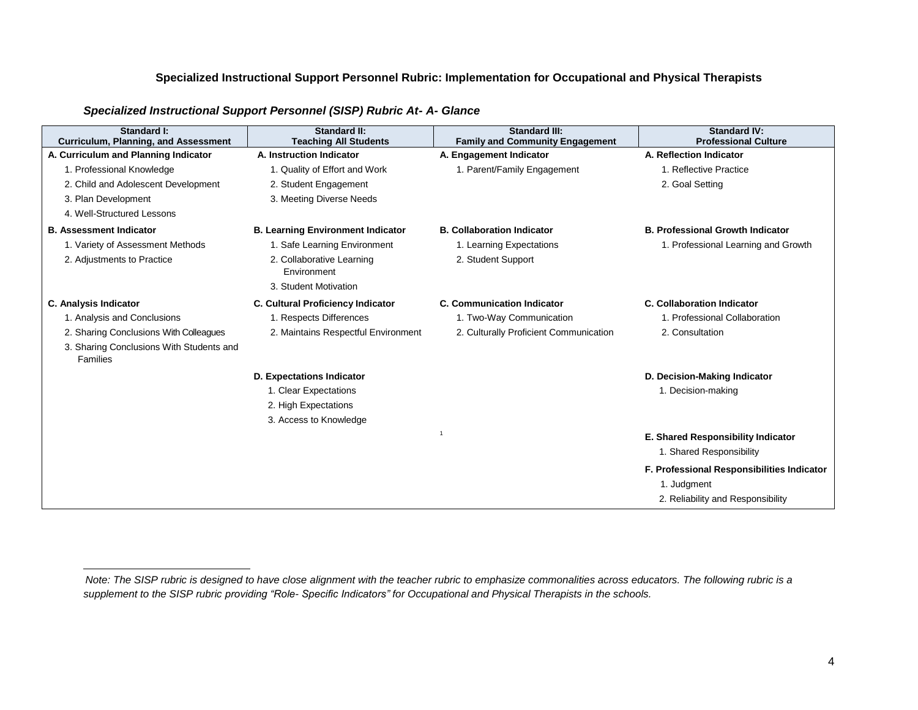## Specialized Instructional Support Personnel Rubric: Implementation for Occupational and Physical Therapists

***Specialized Instructional Support Personnel (SISP) Rubric At- A- Glance***

| Standard I: Curriculum, Planning, and Assessment | Standard II: Teaching All Students | Standard III: Family and Community Engagement | Standard IV: Professional Culture |
|---|---|---|---|
| **A. Curriculum and Planning Indicator** | **A. Instruction Indicator** | **A. Engagement Indicator** | **A. Reflection Indicator** |
| 1. Professional Knowledge | 1. Quality of Effort and Work | 1. Parent/Family Engagement | 1. Reflective Practice |
| 2. Child and Adolescent Development | 2. Student Engagement | | 2. Goal Setting |
| 3. Plan Development | 3. Meeting Diverse Needs | | |
| 4. Well-Structured Lessons | | | |
| **B. Assessment Indicator** | **B. Learning Environment Indicator** | **B. Collaboration Indicator** | **B. Professional Growth Indicator** |
| 1. Variety of Assessment Methods | 1. Safe Learning Environment | 1. Learning Expectations | 1. Professional Learning and Growth |
| 2. Adjustments to Practice | 2. Collaborative Learning Environment | 2. Student Support | |
| | 3. Student Motivation | | |
| **C. Analysis Indicator** | **C. Cultural Proficiency Indicator** | **C. Communication Indicator** | **C. Collaboration Indicator** |
| 1. Analysis and Conclusions | 1. Respects Differences | 1. Two-Way Communication | 1. Professional Collaboration |
| 2. Sharing Conclusions With Colleagues | 2. Maintains Respectful Environment | 2. Culturally Proficient Communication | 2. Consultation |
| 3. Sharing Conclusions With Students and Families | | | |
| | **D. Expectations Indicator** | | **D. Decision-Making Indicator** |
| | 1. Clear Expectations | | 1. Decision-making |
| | 2. High Expectations | | |
| | 3. Access to Knowledge | | |
| | | [1] | **E. Shared Responsibility Indicator** |
| | | | 1. Shared Responsibility |
| | | | **F. Professional Responsibilities Indicator** |
| | | | 1. Judgment |
| | | | 2. Reliability and Responsibility |

*Note: The SISP rubric is designed to have close alignment with the teacher rubric to emphasize commonalities across educators. The following rubric is a supplement to the SISP rubric providing "Role- Specific Indicators" for Occupational and Physical Therapists in the schools.*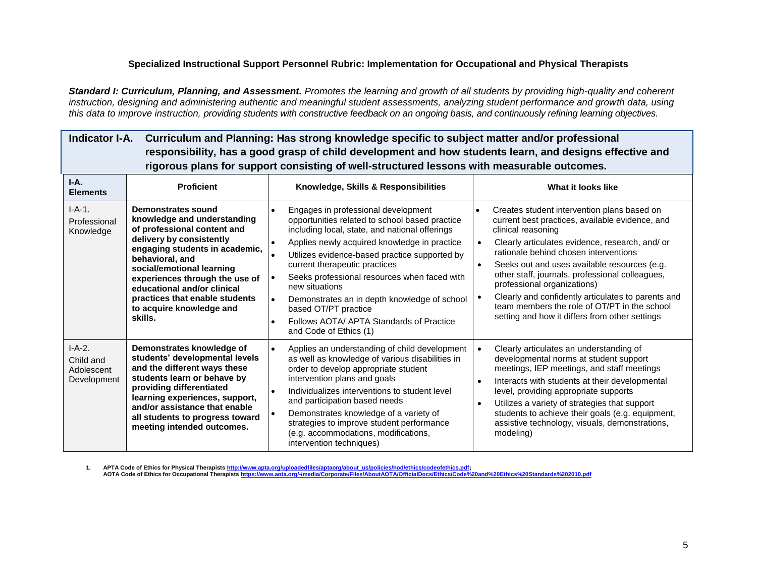### Specialized Instructional Support Personnel Rubric: Implementation for Occupational and Physical Therapists

***Standard I: Curriculum, Planning, and Assessment.*** *Promotes the learning and growth of all students by providing high-quality and coherent instruction, designing and administering authentic and meaningful student assessments, analyzing student performance and growth data, using this data to improve instruction, providing students with constructive feedback on an ongoing basis, and continuously refining learning objectives.*

**Indicator I-A. Curriculum and Planning: Has strong knowledge specific to subject matter and/or professional responsibility, has a good grasp of child development and how students learn, and designs effective and rigorous plans for support consisting of well-structured lessons with measurable outcomes.**

| I-A. Elements | Proficient | Knowledge, Skills & Responsibilities | What it looks like |
|---|---|---|---|
| I-A-1. Professional Knowledge | **Demonstrates sound knowledge and understanding of professional content and delivery by consistently engaging students in academic, behavioral, and social/emotional learning experiences through the use of educational and/or clinical practices that enable students to acquire knowledge and skills.** | • Engages in professional development opportunities related to school based practice including local, state, and national offerings<br>• Applies newly acquired knowledge in practice<br>• Utilizes evidence-based practice supported by current therapeutic practices<br>• Seeks professional resources when faced with new situations<br>• Demonstrates an in depth knowledge of school based OT/PT practice<br>• Follows AOTA/ APTA Standards of Practice and Code of Ethics (1) | • Creates student intervention plans based on current best practices, available evidence, and clinical reasoning<br>• Clearly articulates evidence, research, and/ or rationale behind chosen interventions<br>• Seeks out and uses available resources (e.g. other staff, journals, professional colleagues, professional organizations)<br>• Clearly and confidently articulates to parents and team members the role of OT/PT in the school setting and how it differs from other settings |
| I-A-2. Child and Adolescent Development | **Demonstrates knowledge of students' developmental levels and the different ways these students learn or behave by providing differentiated learning experiences, support, and/or assistance that enable all students to progress toward meeting intended outcomes.** | • Applies an understanding of child development as well as knowledge of various disabilities in order to develop appropriate student intervention plans and goals<br>• Individualizes interventions to student level and participation based needs<br>• Demonstrates knowledge of a variety of strategies to improve student performance (e.g. accommodations, modifications, intervention techniques) | • Clearly articulates an understanding of developmental norms at student support meetings, IEP meetings, and staff meetings<br>• Interacts with students at their developmental level, providing appropriate supports<br>• Utilizes a variety of strategies that support students to achieve their goals (e.g. equipment, assistive technology, visuals, demonstrations, modeling) |

1. **APTA Code of Ethics for Physical Therapists http://www.apta.org/uploadedfiles/aptaorg/about_us/policies/hod/ethics/codeofethics.pdf;**
   **AOTA Code of Ethics for Occupational Therapists https://www.aota.org/-/media/Corporate/Files/AboutAOTA/OfficialDocs/Ethics/Code%20and%20Ethics%20Standards%202010.pdf**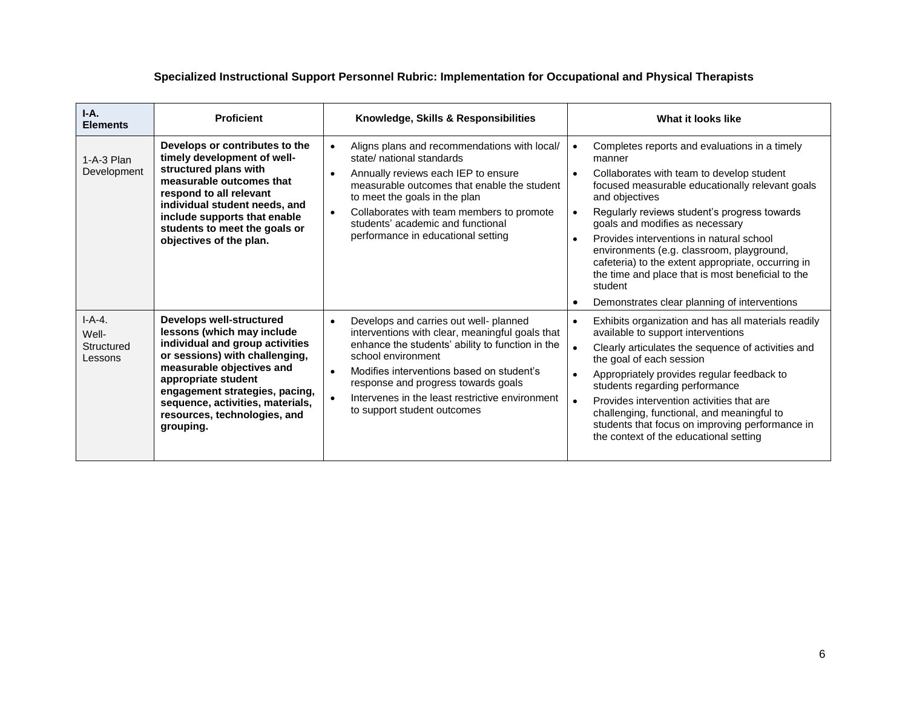**Specialized Instructional Support Personnel Rubric: Implementation for Occupational and Physical Therapists**

| I-A. Elements | Proficient | Knowledge, Skills & Responsibilities | What it looks like |
|---|---|---|---|
| 1-A-3 Plan Development | **Develops or contributes to the timely development of well-structured plans with measurable outcomes that respond to all relevant individual student needs, and include supports that enable students to meet the goals or objectives of the plan.** | • Aligns plans and recommendations with local/ state/ national standards<br>• Annually reviews each IEP to ensure measurable outcomes that enable the student to meet the goals in the plan<br>• Collaborates with team members to promote students' academic and functional performance in educational setting | • Completes reports and evaluations in a timely manner<br>• Collaborates with team to develop student focused measurable educationally relevant goals and objectives<br>• Regularly reviews student's progress towards goals and modifies as necessary<br>• Provides interventions in natural school environments (e.g. classroom, playground, cafeteria) to the extent appropriate, occurring in the time and place that is most beneficial to the student<br>• Demonstrates clear planning of interventions |
| I-A-4. Well-Structured Lessons | **Develops well-structured lessons (which may include individual and group activities or sessions) with challenging, measurable objectives and appropriate student engagement strategies, pacing, sequence, activities, materials, resources, technologies, and grouping.** | • Develops and carries out well- planned interventions with clear, meaningful goals that enhance the students' ability to function in the school environment<br>• Modifies interventions based on student's response and progress towards goals<br>• Intervenes in the least restrictive environment to support student outcomes | • Exhibits organization and has all materials readily available to support interventions<br>• Clearly articulates the sequence of activities and the goal of each session<br>• Appropriately provides regular feedback to students regarding performance<br>• Provides intervention activities that are challenging, functional, and meaningful to students that focus on improving performance in the context of the educational setting |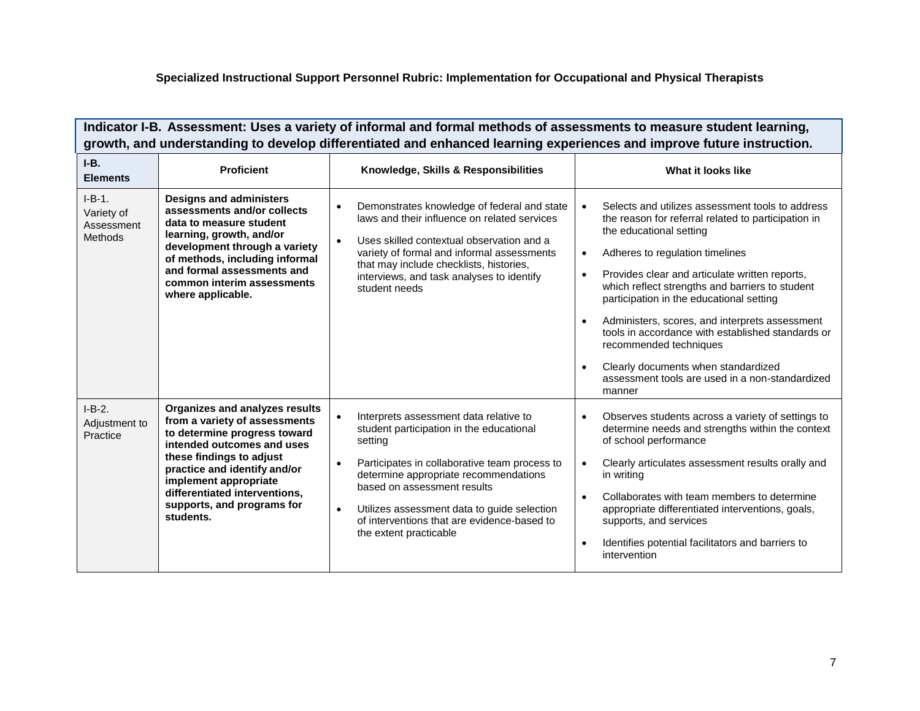**Specialized Instructional Support Personnel Rubric: Implementation for Occupational and Physical Therapists**

**Indicator I-B. Assessment: Uses a variety of informal and formal methods of assessments to measure student learning, growth, and understanding to develop differentiated and enhanced learning experiences and improve future instruction.**

| I-B. Elements | Proficient | Knowledge, Skills & Responsibilities | What it looks like |
|---|---|---|---|
| I-B-1. Variety of Assessment Methods | **Designs and administers assessments and/or collects data to measure student learning, growth, and/or development through a variety of methods, including informal and formal assessments and common interim assessments where applicable.** | • Demonstrates knowledge of federal and state laws and their influence on related services<br>• Uses skilled contextual observation and a variety of formal and informal assessments that may include checklists, histories, interviews, and task analyses to identify student needs | • Selects and utilizes assessment tools to address the reason for referral related to participation in the educational setting<br>• Adheres to regulation timelines<br>• Provides clear and articulate written reports, which reflect strengths and barriers to student participation in the educational setting<br>• Administers, scores, and interprets assessment tools in accordance with established standards or recommended techniques<br>• Clearly documents when standardized assessment tools are used in a non-standardized manner |
| I-B-2. Adjustment to Practice | **Organizes and analyzes results from a variety of assessments to determine progress toward intended outcomes and uses these findings to adjust practice and identify and/or implement appropriate differentiated interventions, supports, and programs for students.** | • Interprets assessment data relative to student participation in the educational setting<br>• Participates in collaborative team process to determine appropriate recommendations based on assessment results<br>• Utilizes assessment data to guide selection of interventions that are evidence-based to the extent practicable | • Observes students across a variety of settings to determine needs and strengths within the context of school performance<br>• Clearly articulates assessment results orally and in writing<br>• Collaborates with team members to determine appropriate differentiated interventions, goals, supports, and services<br>• Identifies potential facilitators and barriers to intervention |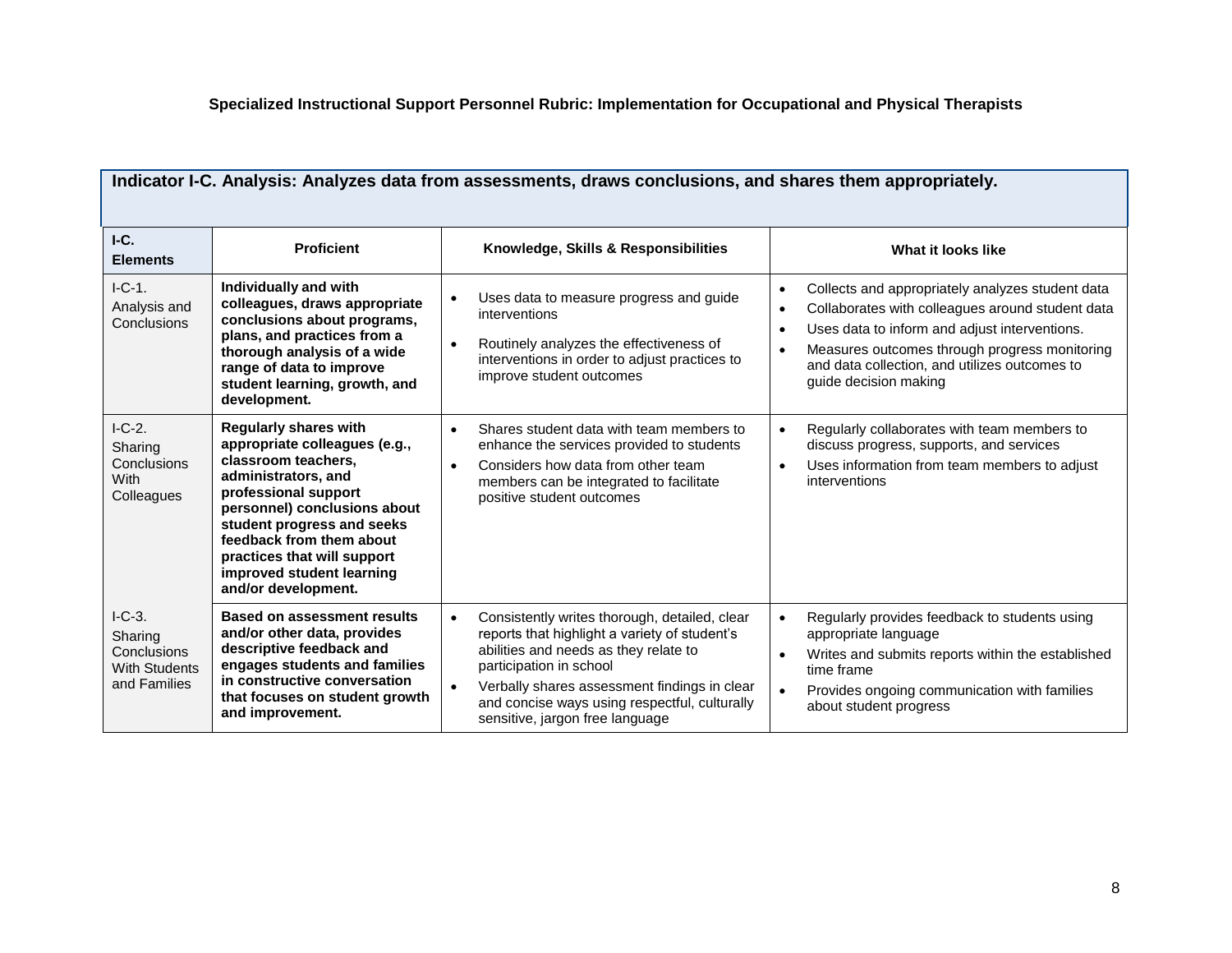**Specialized Instructional Support Personnel Rubric: Implementation for Occupational and Physical Therapists**

**Indicator I-C. Analysis: Analyzes data from assessments, draws conclusions, and shares them appropriately.**

| I-C. Elements | Proficient | Knowledge, Skills & Responsibilities | What it looks like |
|---|---|---|---|
| I-C-1. Analysis and Conclusions | **Individually and with colleagues, draws appropriate conclusions about programs, plans, and practices from a thorough analysis of a wide range of data to improve student learning, growth, and development.** | • Uses data to measure progress and guide interventions<br>• Routinely analyzes the effectiveness of interventions in order to adjust practices to improve student outcomes | • Collects and appropriately analyzes student data<br>• Collaborates with colleagues around student data<br>• Uses data to inform and adjust interventions.<br>• Measures outcomes through progress monitoring and data collection, and utilizes outcomes to guide decision making |
| I-C-2. Sharing Conclusions With Colleagues | **Regularly shares with appropriate colleagues (e.g., classroom teachers, administrators, and professional support personnel) conclusions about student progress and seeks feedback from them about practices that will support improved student learning and/or development.** | • Shares student data with team members to enhance the services provided to students<br>• Considers how data from other team members can be integrated to facilitate positive student outcomes | • Regularly collaborates with team members to discuss progress, supports, and services<br>• Uses information from team members to adjust interventions |
| I-C-3. Sharing Conclusions With Students and Families | **Based on assessment results and/or other data, provides descriptive feedback and engages students and families in constructive conversation that focuses on student growth and improvement.** | • Consistently writes thorough, detailed, clear reports that highlight a variety of student's abilities and needs as they relate to participation in school<br>• Verbally shares assessment findings in clear and concise ways using respectful, culturally sensitive, jargon free language | • Regularly provides feedback to students using appropriate language<br>• Writes and submits reports within the established time frame<br>• Provides ongoing communication with families about student progress |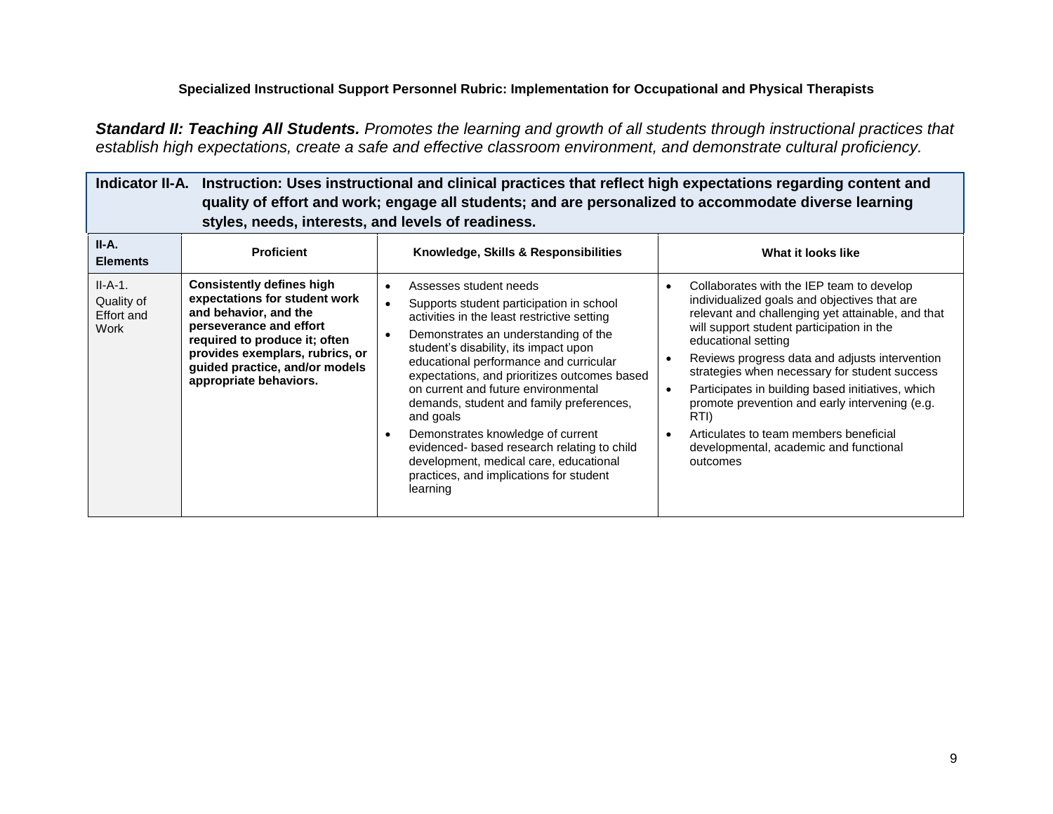**Specialized Instructional Support Personnel Rubric: Implementation for Occupational and Physical Therapists**

***Standard II: Teaching All Students.*** *Promotes the learning and growth of all students through instructional practices that establish high expectations, create a safe and effective classroom environment, and demonstrate cultural proficiency.*

| **Indicator II-A. Instruction: Uses instructional and clinical practices that reflect high expectations regarding content and quality of effort and work; engage all students; and are personalized to accommodate diverse learning styles, needs, interests, and levels of readiness.** | | | |
|---|---|---|---|
| **II-A. Elements** | **Proficient** | **Knowledge, Skills & Responsibilities** | **What it looks like** |
| II-A-1. Quality of Effort and Work | **Consistently defines high expectations for student work and behavior, and the perseverance and effort required to produce it; often provides exemplars, rubrics, or guided practice, and/or models appropriate behaviors.** | • Assesses student needs<br>• Supports student participation in school activities in the least restrictive setting<br>• Demonstrates an understanding of the student's disability, its impact upon educational performance and curricular expectations, and prioritizes outcomes based on current and future environmental demands, student and family preferences, and goals<br>• Demonstrates knowledge of current evidenced- based research relating to child development, medical care, educational practices, and implications for student learning | • Collaborates with the IEP team to develop individualized goals and objectives that are relevant and challenging yet attainable, and that will support student participation in the educational setting<br>• Reviews progress data and adjusts intervention strategies when necessary for student success<br>• Participates in building based initiatives, which promote prevention and early intervening (e.g. RTI)<br>• Articulates to team members beneficial developmental, academic and functional outcomes |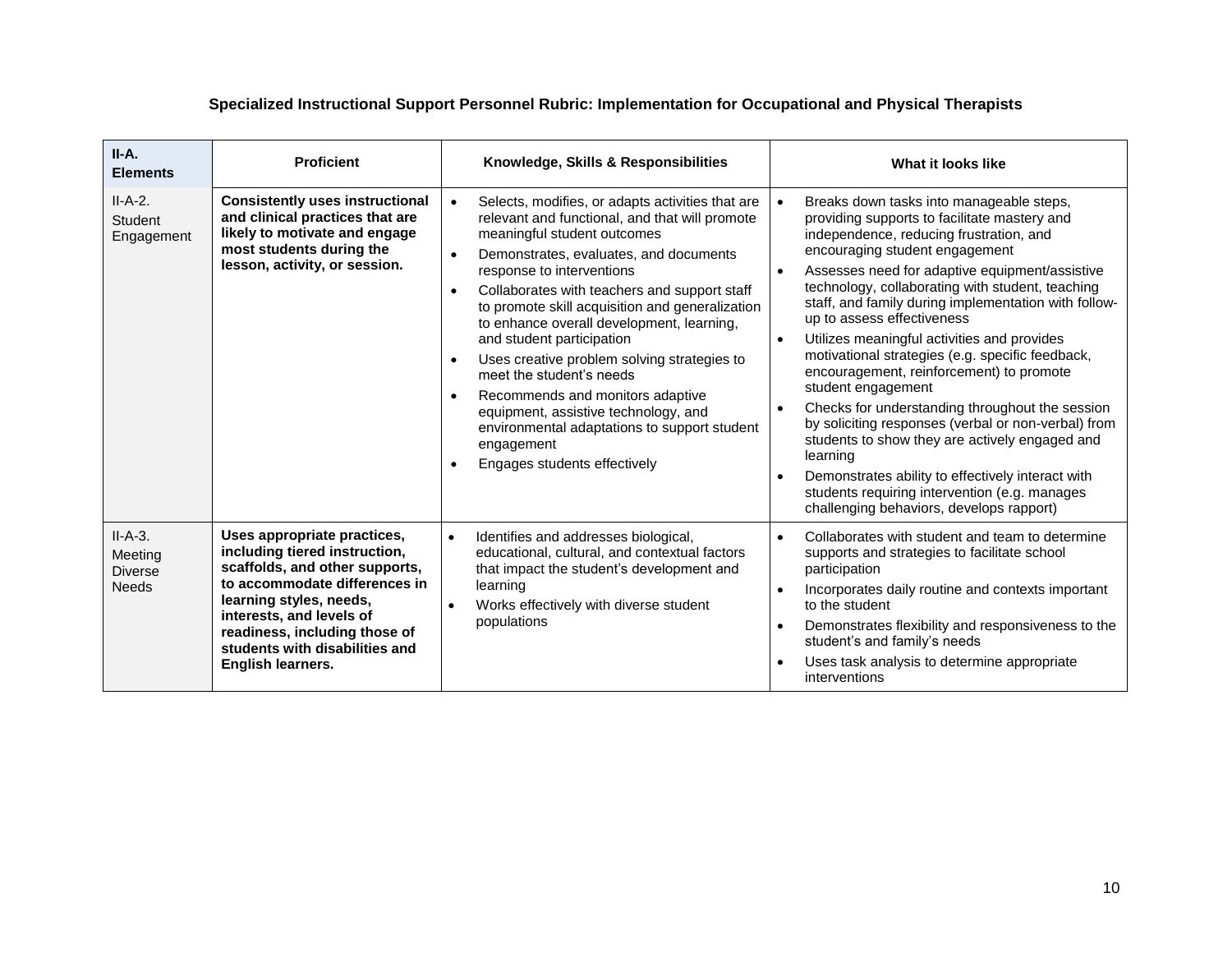**Specialized Instructional Support Personnel Rubric: Implementation for Occupational and Physical Therapists**

| II-A. Elements | Proficient | Knowledge, Skills & Responsibilities | What it looks like |
|---|---|---|---|
| II-A-2. Student Engagement | **Consistently uses instructional and clinical practices that are likely to motivate and engage most students during the lesson, activity, or session.** | • Selects, modifies, or adapts activities that are relevant and functional, and that will promote meaningful student outcomes<br>• Demonstrates, evaluates, and documents response to interventions<br>• Collaborates with teachers and support staff to promote skill acquisition and generalization to enhance overall development, learning, and student participation<br>• Uses creative problem solving strategies to meet the student's needs<br>• Recommends and monitors adaptive equipment, assistive technology, and environmental adaptations to support student engagement<br>• Engages students effectively | • Breaks down tasks into manageable steps, providing supports to facilitate mastery and independence, reducing frustration, and encouraging student engagement<br>• Assesses need for adaptive equipment/assistive technology, collaborating with student, teaching staff, and family during implementation with follow-up to assess effectiveness<br>• Utilizes meaningful activities and provides motivational strategies (e.g. specific feedback, encouragement, reinforcement) to promote student engagement<br>• Checks for understanding throughout the session by soliciting responses (verbal or non-verbal) from students to show they are actively engaged and learning<br>• Demonstrates ability to effectively interact with students requiring intervention (e.g. manages challenging behaviors, develops rapport) |
| II-A-3. Meeting Diverse Needs | **Uses appropriate practices, including tiered instruction, scaffolds, and other supports, to accommodate differences in learning styles, needs, interests, and levels of readiness, including those of students with disabilities and English learners.** | • Identifies and addresses biological, educational, cultural, and contextual factors that impact the student's development and learning<br>• Works effectively with diverse student populations | • Collaborates with student and team to determine supports and strategies to facilitate school participation<br>• Incorporates daily routine and contexts important to the student<br>• Demonstrates flexibility and responsiveness to the student's and family's needs<br>• Uses task analysis to determine appropriate interventions |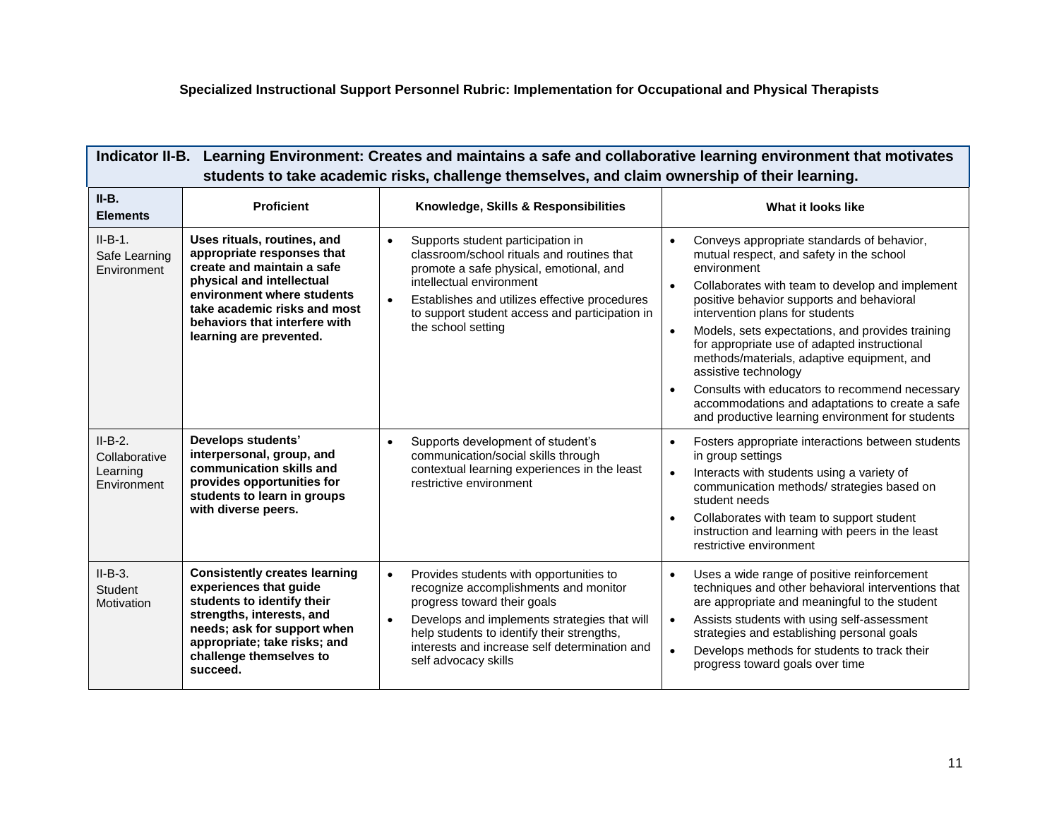**Specialized Instructional Support Personnel Rubric: Implementation for Occupational and Physical Therapists**

**Indicator II-B. Learning Environment: Creates and maintains a safe and collaborative learning environment that motivates students to take academic risks, challenge themselves, and claim ownership of their learning.**

| II-B. Elements | Proficient | Knowledge, Skills & Responsibilities | What it looks like |
|---|---|---|---|
| II-B-1. Safe Learning Environment | **Uses rituals, routines, and appropriate responses that create and maintain a safe physical and intellectual environment where students take academic risks and most behaviors that interfere with learning are prevented.** | • Supports student participation in classroom/school rituals and routines that promote a safe physical, emotional, and intellectual environment<br>• Establishes and utilizes effective procedures to support student access and participation in the school setting | • Conveys appropriate standards of behavior, mutual respect, and safety in the school environment<br>• Collaborates with team to develop and implement positive behavior supports and behavioral intervention plans for students<br>• Models, sets expectations, and provides training for appropriate use of adapted instructional methods/materials, adaptive equipment, and assistive technology<br>• Consults with educators to recommend necessary accommodations and adaptations to create a safe and productive learning environment for students |
| II-B-2. Collaborative Learning Environment | **Develops students' interpersonal, group, and communication skills and provides opportunities for students to learn in groups with diverse peers.** | • Supports development of student's communication/social skills through contextual learning experiences in the least restrictive environment | • Fosters appropriate interactions between students in group settings<br>• Interacts with students using a variety of communication methods/ strategies based on student needs<br>• Collaborates with team to support student instruction and learning with peers in the least restrictive environment |
| II-B-3. Student Motivation | **Consistently creates learning experiences that guide students to identify their strengths, interests, and needs; ask for support when appropriate; take risks; and challenge themselves to succeed.** | • Provides students with opportunities to recognize accomplishments and monitor progress toward their goals<br>• Develops and implements strategies that will help students to identify their strengths, interests and increase self determination and self advocacy skills | • Uses a wide range of positive reinforcement techniques and other behavioral interventions that are appropriate and meaningful to the student<br>• Assists students with using self-assessment strategies and establishing personal goals<br>• Develops methods for students to track their progress toward goals over time |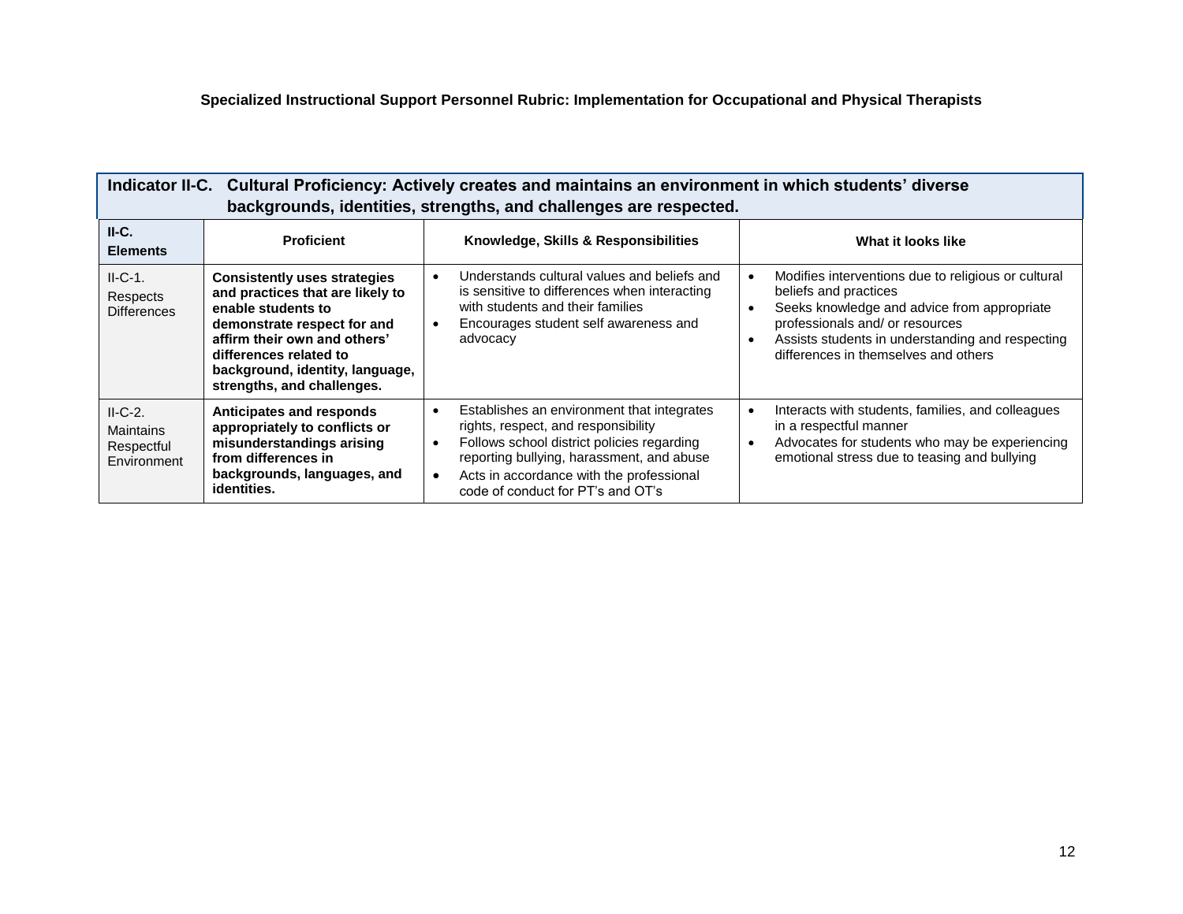**Specialized Instructional Support Personnel Rubric: Implementation for Occupational and Physical Therapists**

| **Indicator II-C. Cultural Proficiency: Actively creates and maintains an environment in which students' diverse backgrounds, identities, strengths, and challenges are respected.** | | | |
|---|---|---|---|
| **II-C. Elements** | **Proficient** | **Knowledge, Skills & Responsibilities** | **What it looks like** |
| II-C-1. Respects Differences | **Consistently uses strategies and practices that are likely to enable students to demonstrate respect for and affirm their own and others' differences related to background, identity, language, strengths, and challenges.** | • Understands cultural values and beliefs and is sensitive to differences when interacting with students and their families<br>• Encourages student self awareness and advocacy | • Modifies interventions due to religious or cultural beliefs and practices<br>• Seeks knowledge and advice from appropriate professionals and/ or resources<br>• Assists students in understanding and respecting differences in themselves and others |
| II-C-2. Maintains Respectful Environment | **Anticipates and responds appropriately to conflicts or misunderstandings arising from differences in backgrounds, languages, and identities.** | • Establishes an environment that integrates rights, respect, and responsibility<br>• Follows school district policies regarding reporting bullying, harassment, and abuse<br>• Acts in accordance with the professional code of conduct for PT's and OT's | • Interacts with students, families, and colleagues in a respectful manner<br>• Advocates for students who may be experiencing emotional stress due to teasing and bullying |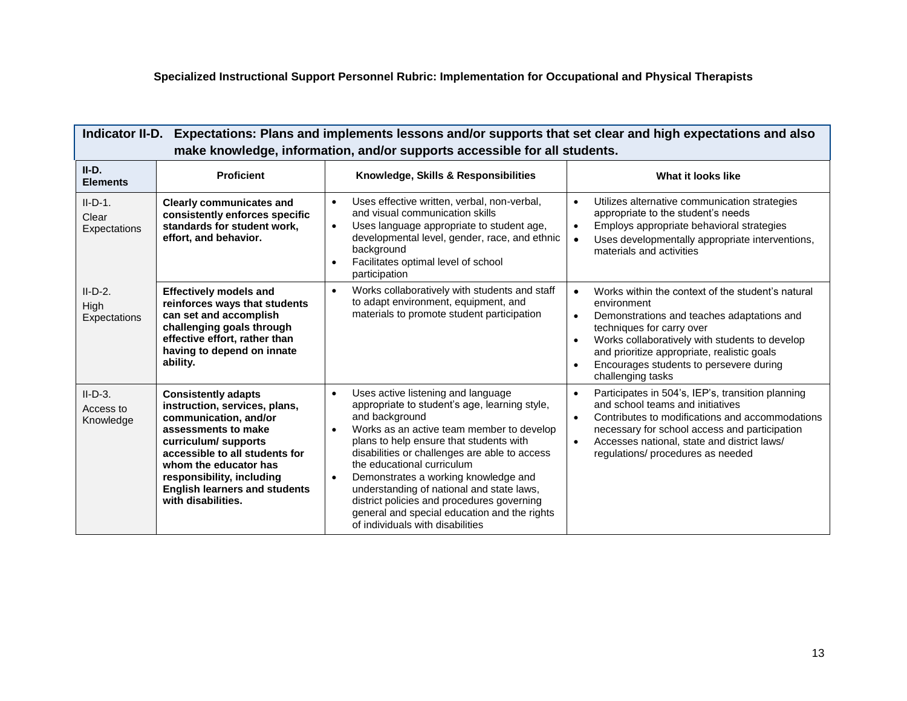**Specialized Instructional Support Personnel Rubric: Implementation for Occupational and Physical Therapists**

| **Indicator II-D. Expectations: Plans and implements lessons and/or supports that set clear and high expectations and also make knowledge, information, and/or supports accessible for all students.** | | | |
|---|---|---|---|
| **II-D. Elements** | **Proficient** | **Knowledge, Skills & Responsibilities** | **What it looks like** |
| II-D-1. Clear Expectations | **Clearly communicates and consistently enforces specific standards for student work, effort, and behavior.** | • Uses effective written, verbal, non-verbal, and visual communication skills<br>• Uses language appropriate to student age, developmental level, gender, race, and ethnic background<br>• Facilitates optimal level of school participation | • Utilizes alternative communication strategies appropriate to the student's needs<br>• Employs appropriate behavioral strategies<br>• Uses developmentally appropriate interventions, materials and activities |
| II-D-2. High Expectations | **Effectively models and reinforces ways that students can set and accomplish challenging goals through effective effort, rather than having to depend on innate ability.** | • Works collaboratively with students and staff to adapt environment, equipment, and materials to promote student participation | • Works within the context of the student's natural environment<br>• Demonstrations and teaches adaptations and techniques for carry over<br>• Works collaboratively with students to develop and prioritize appropriate, realistic goals<br>• Encourages students to persevere during challenging tasks |
| II-D-3. Access to Knowledge | **Consistently adapts instruction, services, plans, communication, and/or assessments to make curriculum/ supports accessible to all students for whom the educator has responsibility, including English learners and students with disabilities.** | • Uses active listening and language appropriate to student's age, learning style, and background<br>• Works as an active team member to develop plans to help ensure that students with disabilities or challenges are able to access the educational curriculum<br>• Demonstrates a working knowledge and understanding of national and state laws, district policies and procedures governing general and special education and the rights of individuals with disabilities | • Participates in 504's, IEP's, transition planning and school teams and initiatives<br>• Contributes to modifications and accommodations necessary for school access and participation<br>• Accesses national, state and district laws/ regulations/ procedures as needed |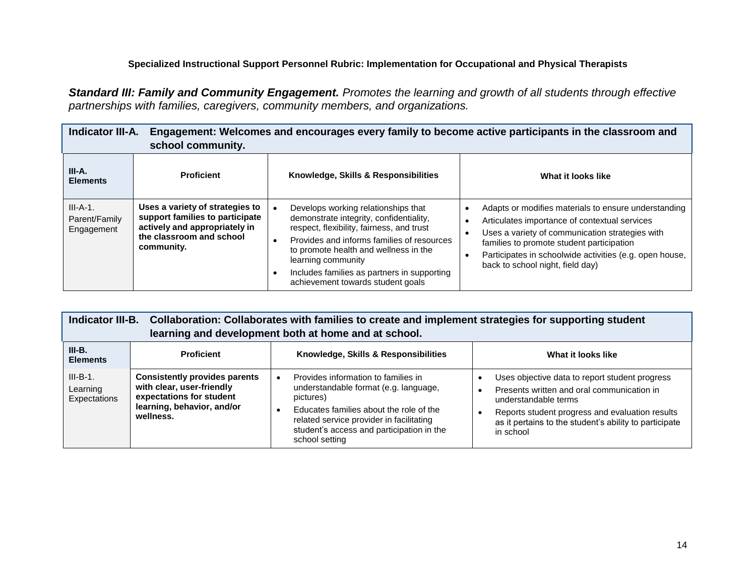**Specialized Instructional Support Personnel Rubric: Implementation for Occupational and Physical Therapists**

***Standard III: Family and Community Engagement.*** *Promotes the learning and growth of all students through effective partnerships with families, caregivers, community members, and organizations.*

| **Indicator III-A.** | **Engagement: Welcomes and encourages every family to become active participants in the classroom and school community.** | | |
|---|---|---|---|
| **III-A. Elements** | **Proficient** | **Knowledge, Skills & Responsibilities** | **What it looks like** |
| III-A-1. Parent/Family Engagement | **Uses a variety of strategies to support families to participate actively and appropriately in the classroom and school community.** | • Develops working relationships that demonstrate integrity, confidentiality, respect, flexibility, fairness, and trust<br>• Provides and informs families of resources to promote health and wellness in the learning community<br>• Includes families as partners in supporting achievement towards student goals | • Adapts or modifies materials to ensure understanding<br>• Articulates importance of contextual services<br>• Uses a variety of communication strategies with families to promote student participation<br>• Participates in schoolwide activities (e.g. open house, back to school night, field day) |

| **Indicator III-B.** | **Collaboration: Collaborates with families to create and implement strategies for supporting student learning and development both at home and at school.** | | |
|---|---|---|---|
| **III-B. Elements** | **Proficient** | **Knowledge, Skills & Responsibilities** | **What it looks like** |
| III-B-1. Learning Expectations | **Consistently provides parents with clear, user-friendly expectations for student learning, behavior, and/or wellness.** | • Provides information to families in understandable format (e.g. language, pictures)<br>• Educates families about the role of the related service provider in facilitating student's access and participation in the school setting | • Uses objective data to report student progress<br>• Presents written and oral communication in understandable terms<br>• Reports student progress and evaluation results as it pertains to the student's ability to participate in school |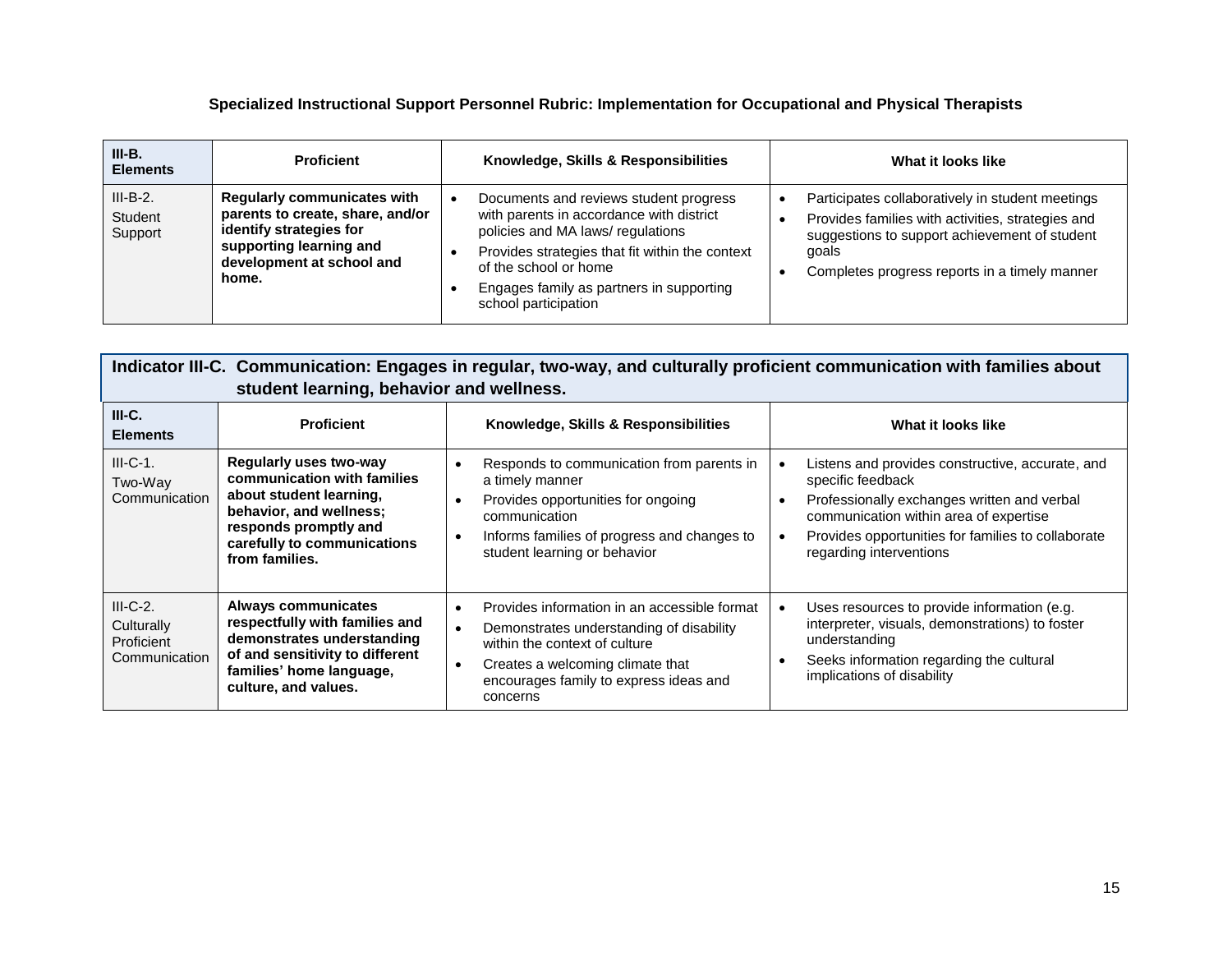**Specialized Instructional Support Personnel Rubric: Implementation for Occupational and Physical Therapists**

| III-B. Elements | Proficient | Knowledge, Skills & Responsibilities | What it looks like |
|---|---|---|---|
| III-B-2. Student Support | **Regularly communicates with parents to create, share, and/or identify strategies for supporting learning and development at school and home.** | • Documents and reviews student progress with parents in accordance with district policies and MA laws/ regulations<br>• Provides strategies that fit within the context of the school or home<br>• Engages family as partners in supporting school participation | • Participates collaboratively in student meetings<br>• Provides families with activities, strategies and suggestions to support achievement of student goals<br>• Completes progress reports in a timely manner |

**Indicator III-C. Communication: Engages in regular, two-way, and culturally proficient communication with families about student learning, behavior and wellness.**

| III-C. Elements | Proficient | Knowledge, Skills & Responsibilities | What it looks like |
|---|---|---|---|
| III-C-1. Two-Way Communication | **Regularly uses two-way communication with families about student learning, behavior, and wellness; responds promptly and carefully to communications from families.** | • Responds to communication from parents in a timely manner<br>• Provides opportunities for ongoing communication<br>• Informs families of progress and changes to student learning or behavior | • Listens and provides constructive, accurate, and specific feedback<br>• Professionally exchanges written and verbal communication within area of expertise<br>• Provides opportunities for families to collaborate regarding interventions |
| III-C-2. Culturally Proficient Communication | **Always communicates respectfully with families and demonstrates understanding of and sensitivity to different families' home language, culture, and values.** | • Provides information in an accessible format<br>• Demonstrates understanding of disability within the context of culture<br>• Creates a welcoming climate that encourages family to express ideas and concerns | • Uses resources to provide information (e.g. interpreter, visuals, demonstrations) to foster understanding<br>• Seeks information regarding the cultural implications of disability |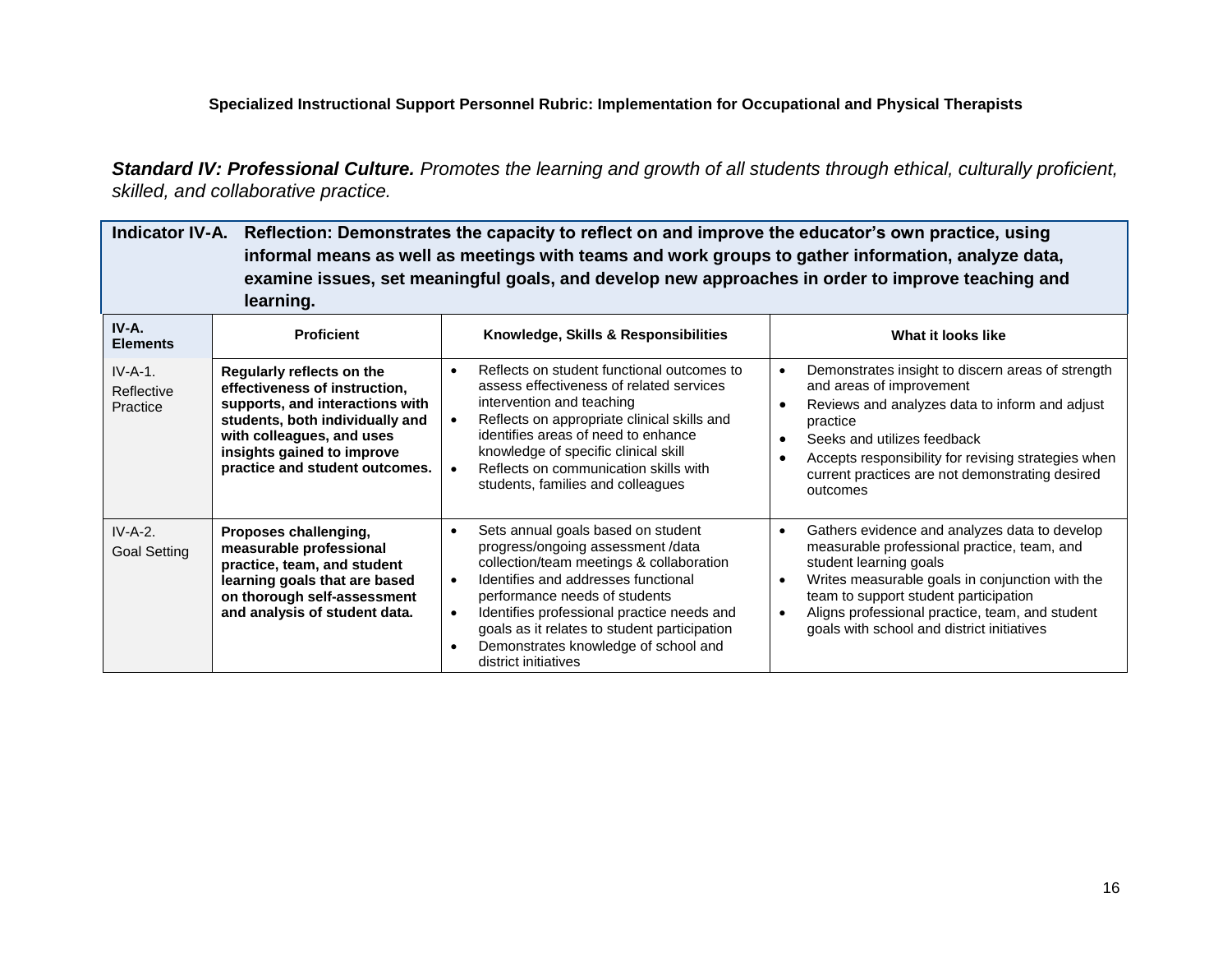**Specialized Instructional Support Personnel Rubric: Implementation for Occupational and Physical Therapists**

***Standard IV: Professional Culture.*** *Promotes the learning and growth of all students through ethical, culturally proficient, skilled, and collaborative practice.*

**Indicator IV-A. Reflection: Demonstrates the capacity to reflect on and improve the educator's own practice, using informal means as well as meetings with teams and work groups to gather information, analyze data, examine issues, set meaningful goals, and develop new approaches in order to improve teaching and learning.**

| IV-A. Elements | Proficient | Knowledge, Skills & Responsibilities | What it looks like |
|---|---|---|---|
| IV-A-1. Reflective Practice | **Regularly reflects on the effectiveness of instruction, supports, and interactions with students, both individually and with colleagues, and uses insights gained to improve practice and student outcomes.** | • Reflects on student functional outcomes to assess effectiveness of related services intervention and teaching<br>• Reflects on appropriate clinical skills and identifies areas of need to enhance knowledge of specific clinical skill<br>• Reflects on communication skills with students, families and colleagues | • Demonstrates insight to discern areas of strength and areas of improvement<br>• Reviews and analyzes data to inform and adjust practice<br>• Seeks and utilizes feedback<br>• Accepts responsibility for revising strategies when current practices are not demonstrating desired outcomes |
| IV-A-2. Goal Setting | **Proposes challenging, measurable professional practice, team, and student learning goals that are based on thorough self-assessment and analysis of student data.** | • Sets annual goals based on student progress/ongoing assessment /data collection/team meetings & collaboration<br>• Identifies and addresses functional performance needs of students<br>• Identifies professional practice needs and goals as it relates to student participation<br>• Demonstrates knowledge of school and district initiatives | • Gathers evidence and analyzes data to develop measurable professional practice, team, and student learning goals<br>• Writes measurable goals in conjunction with the team to support student participation<br>• Aligns professional practice, team, and student goals with school and district initiatives |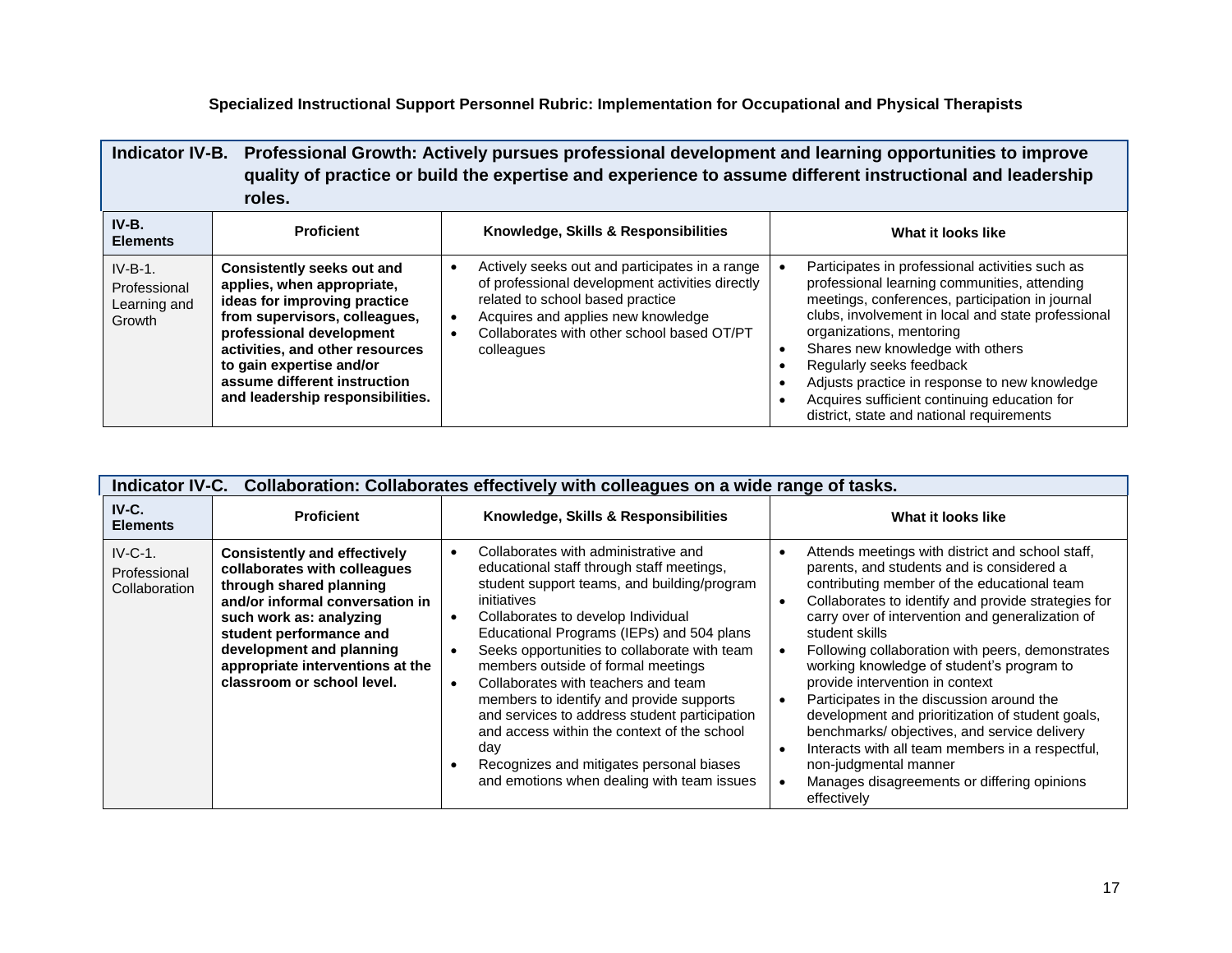**Specialized Instructional Support Personnel Rubric: Implementation for Occupational and Physical Therapists**

| **Indicator IV-B. Professional Growth: Actively pursues professional development and learning opportunities to improve quality of practice or build the expertise and experience to assume different instructional and leadership roles.** | | | |
|---|---|---|---|
| **IV-B. Elements** | **Proficient** | **Knowledge, Skills & Responsibilities** | **What it looks like** |
| IV-B-1. Professional Learning and Growth | **Consistently seeks out and applies, when appropriate, ideas for improving practice from supervisors, colleagues, professional development activities, and other resources to gain expertise and/or assume different instruction and leadership responsibilities.** | • Actively seeks out and participates in a range of professional development activities directly related to school based practice<br>• Acquires and applies new knowledge<br>• Collaborates with other school based OT/PT colleagues | • Participates in professional activities such as professional learning communities, attending meetings, conferences, participation in journal clubs, involvement in local and state professional organizations, mentoring<br>• Shares new knowledge with others<br>• Regularly seeks feedback<br>• Adjusts practice in response to new knowledge<br>• Acquires sufficient continuing education for district, state and national requirements |

| **Indicator IV-C. Collaboration: Collaborates effectively with colleagues on a wide range of tasks.** | | | |
|---|---|---|---|
| **IV-C. Elements** | **Proficient** | **Knowledge, Skills & Responsibilities** | **What it looks like** |
| IV-C-1. Professional Collaboration | **Consistently and effectively collaborates with colleagues through shared planning and/or informal conversation in such work as: analyzing student performance and development and planning appropriate interventions at the classroom or school level.** | • Collaborates with administrative and educational staff through staff meetings, student support teams, and building/program initiatives<br>• Collaborates to develop Individual Educational Programs (IEPs) and 504 plans<br>• Seeks opportunities to collaborate with team members outside of formal meetings<br>• Collaborates with teachers and team members to identify and provide supports and services to address student participation and access within the context of the school day<br>• Recognizes and mitigates personal biases and emotions when dealing with team issues | • Attends meetings with district and school staff, parents, and students and is considered a contributing member of the educational team<br>• Collaborates to identify and provide strategies for carry over of intervention and generalization of student skills<br>• Following collaboration with peers, demonstrates working knowledge of student's program to provide intervention in context<br>• Participates in the discussion around the development and prioritization of student goals, benchmarks/ objectives, and service delivery<br>• Interacts with all team members in a respectful, non-judgmental manner<br>• Manages disagreements or differing opinions effectively |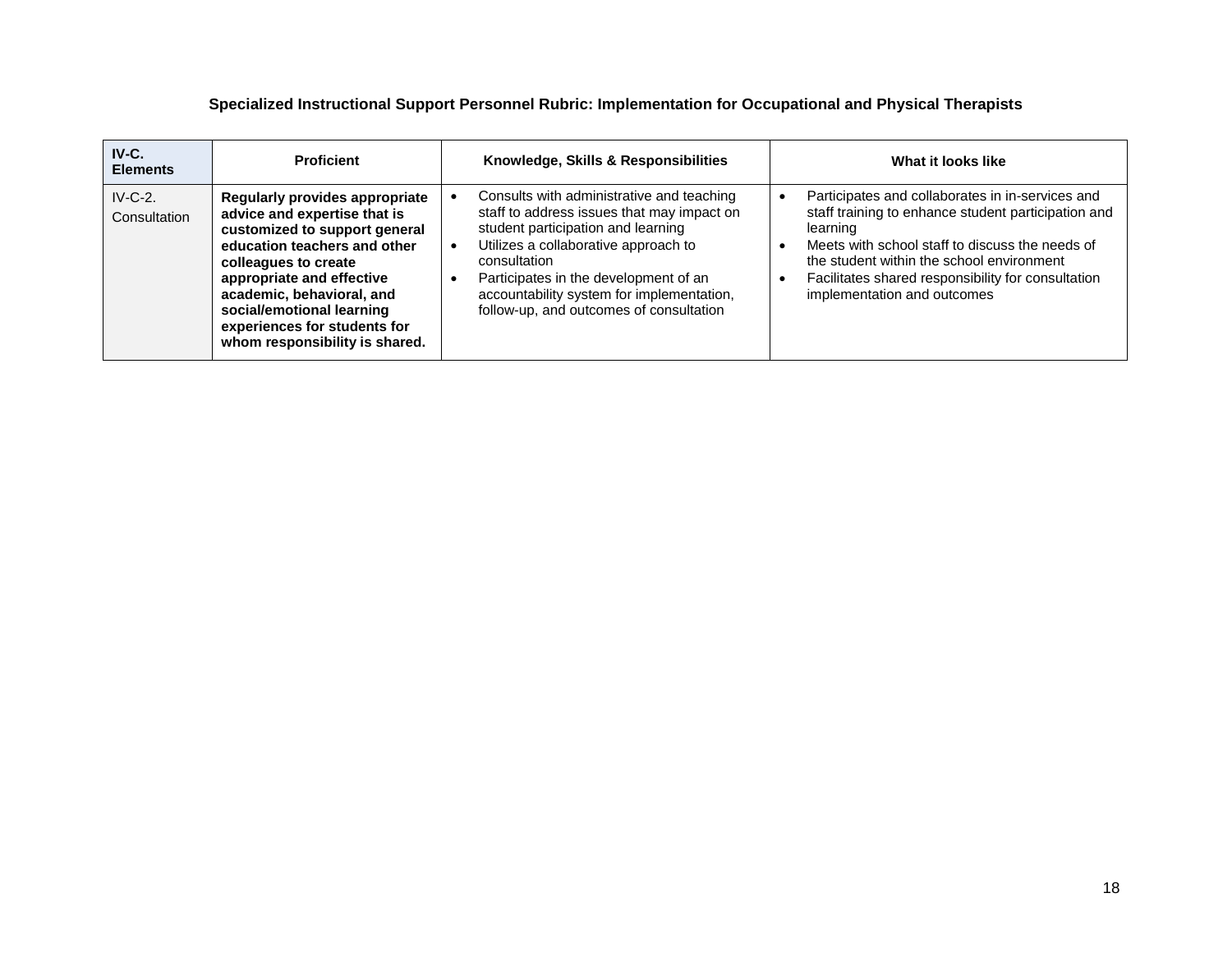### Specialized Instructional Support Personnel Rubric: Implementation for Occupational and Physical Therapists

| IV-C. Elements | Proficient | Knowledge, Skills & Responsibilities | What it looks like |
|---|---|---|---|
| IV-C-2. Consultation | **Regularly provides appropriate advice and expertise that is customized to support general education teachers and other colleagues to create appropriate and effective academic, behavioral, and social/emotional learning experiences for students for whom responsibility is shared.** | • Consults with administrative and teaching staff to address issues that may impact on student participation and learning<br>• Utilizes a collaborative approach to consultation<br>• Participates in the development of an accountability system for implementation, follow-up, and outcomes of consultation | • Participates and collaborates in in-services and staff training to enhance student participation and learning<br>• Meets with school staff to discuss the needs of the student within the school environment<br>• Facilitates shared responsibility for consultation implementation and outcomes |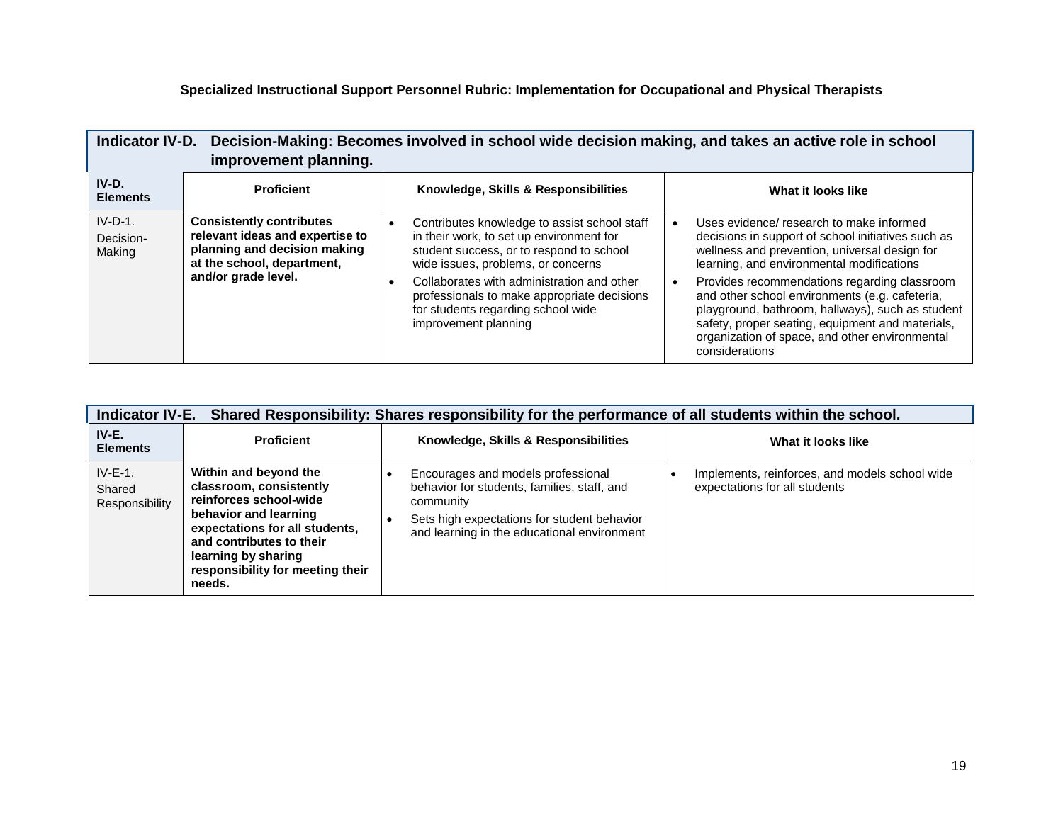**Specialized Instructional Support Personnel Rubric: Implementation for Occupational and Physical Therapists**

| Indicator IV-D. Decision-Making: Becomes involved in school wide decision making, and takes an active role in school improvement planning. | | | |
|---|---|---|---|
| **IV-D. Elements** | **Proficient** | **Knowledge, Skills & Responsibilities** | **What it looks like** |
| IV-D-1. Decision-Making | **Consistently contributes relevant ideas and expertise to planning and decision making at the school, department, and/or grade level.** | • Contributes knowledge to assist school staff in their work, to set up environment for student success, or to respond to school wide issues, problems, or concerns<br>• Collaborates with administration and other professionals to make appropriate decisions for students regarding school wide improvement planning | • Uses evidence/ research to make informed decisions in support of school initiatives such as wellness and prevention, universal design for learning, and environmental modifications<br>• Provides recommendations regarding classroom and other school environments (e.g. cafeteria, playground, bathroom, hallways), such as student safety, proper seating, equipment and materials, organization of space, and other environmental considerations |

| Indicator IV-E. Shared Responsibility: Shares responsibility for the performance of all students within the school. | | | |
|---|---|---|---|
| **IV-E. Elements** | **Proficient** | **Knowledge, Skills & Responsibilities** | **What it looks like** |
| IV-E-1. Shared Responsibility | **Within and beyond the classroom, consistently reinforces school-wide behavior and learning expectations for all students, and contributes to their learning by sharing responsibility for meeting their needs.** | • Encourages and models professional behavior for students, families, staff, and community<br>• Sets high expectations for student behavior and learning in the educational environment | • Implements, reinforces, and models school wide expectations for all students |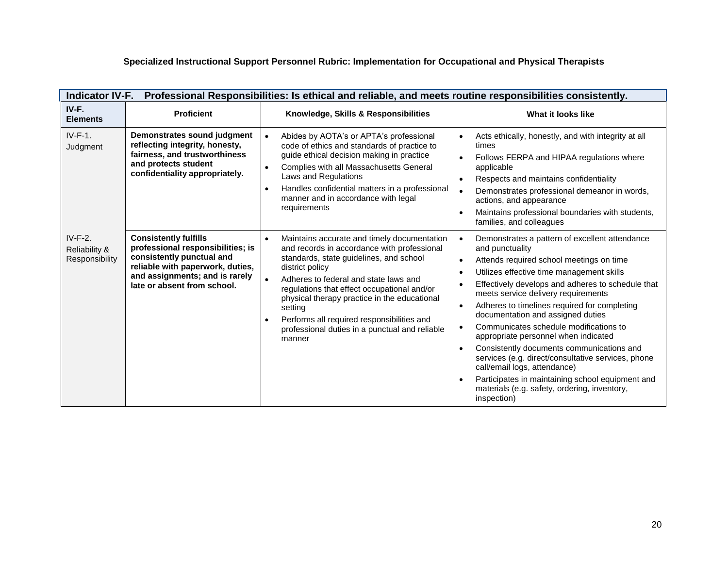**Specialized Instructional Support Personnel Rubric: Implementation for Occupational and Physical Therapists**

| **Indicator IV-F. Professional Responsibilities: Is ethical and reliable, and meets routine responsibilities consistently.** | | | |
|---|---|---|---|
| **IV-F. Elements** | **Proficient** | **Knowledge, Skills & Responsibilities** | **What it looks like** |
| IV-F-1. Judgment | **Demonstrates sound judgment reflecting integrity, honesty, fairness, and trustworthiness and protects student confidentiality appropriately.** | • Abides by AOTA's or APTA's professional code of ethics and standards of practice to guide ethical decision making in practice<br>• Complies with all Massachusetts General Laws and Regulations<br>• Handles confidential matters in a professional manner and in accordance with legal requirements | • Acts ethically, honestly, and with integrity at all times<br>• Follows FERPA and HIPAA regulations where applicable<br>• Respects and maintains confidentiality<br>• Demonstrates professional demeanor in words, actions, and appearance<br>• Maintains professional boundaries with students, families, and colleagues |
| IV-F-2. Reliability & Responsibility | **Consistently fulfills professional responsibilities; is consistently punctual and reliable with paperwork, duties, and assignments; and is rarely late or absent from school.** | • Maintains accurate and timely documentation and records in accordance with professional standards, state guidelines, and school district policy<br>• Adheres to federal and state laws and regulations that effect occupational and/or physical therapy practice in the educational setting<br>• Performs all required responsibilities and professional duties in a punctual and reliable manner | • Demonstrates a pattern of excellent attendance and punctuality<br>• Attends required school meetings on time<br>• Utilizes effective time management skills<br>• Effectively develops and adheres to schedule that meets service delivery requirements<br>• Adheres to timelines required for completing documentation and assigned duties<br>• Communicates schedule modifications to appropriate personnel when indicated<br>• Consistently documents communications and services (e.g. direct/consultative services, phone call/email logs, attendance)<br>• Participates in maintaining school equipment and materials (e.g. safety, ordering, inventory, inspection) |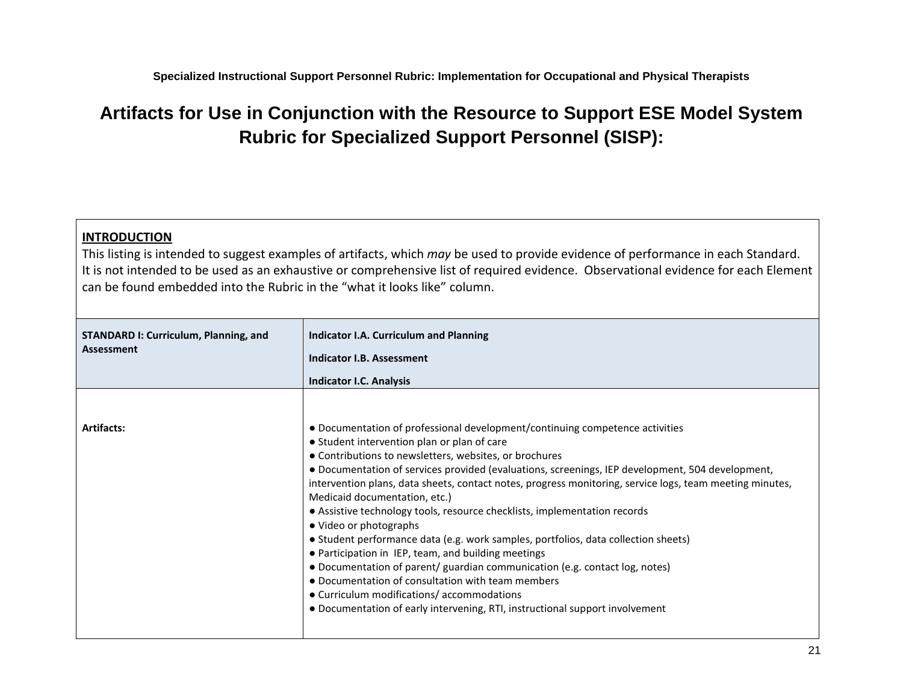**Specialized Instructional Support Personnel Rubric: Implementation for Occupational and Physical Therapists**

# Artifacts for Use in Conjunction with the Resource to Support ESE Model System Rubric for Specialized Support Personnel (SISP):

**INTRODUCTION**

This listing is intended to suggest examples of artifacts, which *may* be used to provide evidence of performance in each Standard. It is not intended to be used as an exhaustive or comprehensive list of required evidence. Observational evidence for each Element can be found embedded into the Rubric in the "what it looks like" column.

| **STANDARD I: Curriculum, Planning, and Assessment** | **Indicator I.A. Curriculum and Planning**<br>**Indicator I.B. Assessment**<br>**Indicator I.C. Analysis** |
|---|---|
| **Artifacts:** | ● Documentation of professional development/continuing competence activities<br>● Student intervention plan or plan of care<br>● Contributions to newsletters, websites, or brochures<br>● Documentation of services provided (evaluations, screenings, IEP development, 504 development, intervention plans, data sheets, contact notes, progress monitoring, service logs, team meeting minutes, Medicaid documentation, etc.)<br>● Assistive technology tools, resource checklists, implementation records<br>● Video or photographs<br>● Student performance data (e.g. work samples, portfolios, data collection sheets)<br>● Participation in IEP, team, and building meetings<br>● Documentation of parent/ guardian communication (e.g. contact log, notes)<br>● Documentation of consultation with team members<br>● Curriculum modifications/ accommodations<br>● Documentation of early intervening, RTI, instructional support involvement |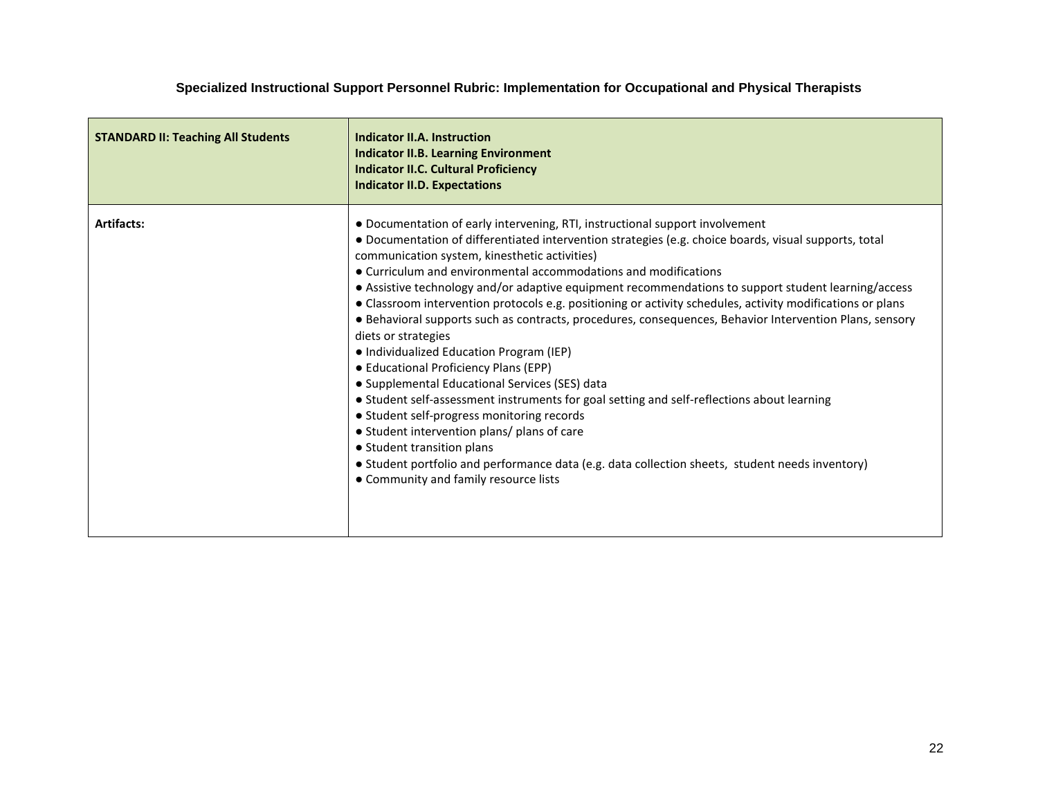### Specialized Instructional Support Personnel Rubric: Implementation for Occupational and Physical Therapists

| **STANDARD II: Teaching All Students** | **Indicator II.A. Instruction**<br>**Indicator II.B. Learning Environment**<br>**Indicator II.C. Cultural Proficiency**<br>**Indicator II.D. Expectations** |
|---|---|
| **Artifacts:** | ● Documentation of early intervening, RTI, instructional support involvement<br>● Documentation of differentiated intervention strategies (e.g. choice boards, visual supports, total communication system, kinesthetic activities)<br>● Curriculum and environmental accommodations and modifications<br>● Assistive technology and/or adaptive equipment recommendations to support student learning/access<br>● Classroom intervention protocols e.g. positioning or activity schedules, activity modifications or plans<br>● Behavioral supports such as contracts, procedures, consequences, Behavior Intervention Plans, sensory diets or strategies<br>● Individualized Education Program (IEP)<br>● Educational Proficiency Plans (EPP)<br>● Supplemental Educational Services (SES) data<br>● Student self-assessment instruments for goal setting and self-reflections about learning<br>● Student self-progress monitoring records<br>● Student intervention plans/ plans of care<br>● Student transition plans<br>● Student portfolio and performance data (e.g. data collection sheets, student needs inventory)<br>● Community and family resource lists |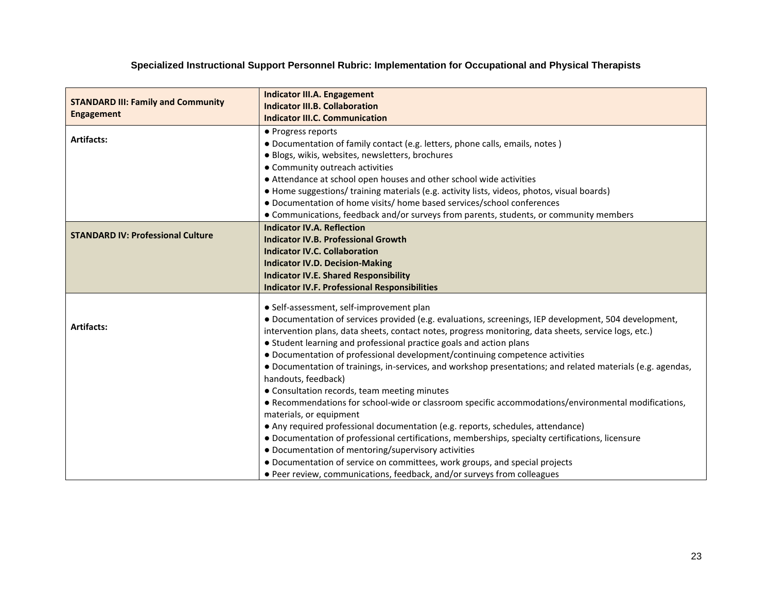**Specialized Instructional Support Personnel Rubric: Implementation for Occupational and Physical Therapists**

| | |
|---|---|
| **STANDARD III: Family and Community Engagement** | **Indicator III.A. Engagement**<br>**Indicator III.B. Collaboration**<br>**Indicator III.C. Communication** |
| **Artifacts:** | ● Progress reports<br>● Documentation of family contact (e.g. letters, phone calls, emails, notes )<br>● Blogs, wikis, websites, newsletters, brochures<br>● Community outreach activities<br>● Attendance at school open houses and other school wide activities<br>● Home suggestions/ training materials (e.g. activity lists, videos, photos, visual boards)<br>● Documentation of home visits/ home based services/school conferences<br>● Communications, feedback and/or surveys from parents, students, or community members |
| **STANDARD IV: Professional Culture** | **Indicator IV.A. Reflection**<br>**Indicator IV.B. Professional Growth**<br>**Indicator IV.C. Collaboration**<br>**Indicator IV.D. Decision-Making**<br>**Indicator IV.E. Shared Responsibility**<br>**Indicator IV.F. Professional Responsibilities** |
| **Artifacts:** | ● Self-assessment, self-improvement plan<br>● Documentation of services provided (e.g. evaluations, screenings, IEP development, 504 development, intervention plans, data sheets, contact notes, progress monitoring, data sheets, service logs, etc.)<br>● Student learning and professional practice goals and action plans<br>● Documentation of professional development/continuing competence activities<br>● Documentation of trainings, in-services, and workshop presentations; and related materials (e.g. agendas, handouts, feedback)<br>● Consultation records, team meeting minutes<br>● Recommendations for school-wide or classroom specific accommodations/environmental modifications, materials, or equipment<br>● Any required professional documentation (e.g. reports, schedules, attendance)<br>● Documentation of professional certifications, memberships, specialty certifications, licensure<br>● Documentation of mentoring/supervisory activities<br>● Documentation of service on committees, work groups, and special projects<br>● Peer review, communications, feedback, and/or surveys from colleagues |